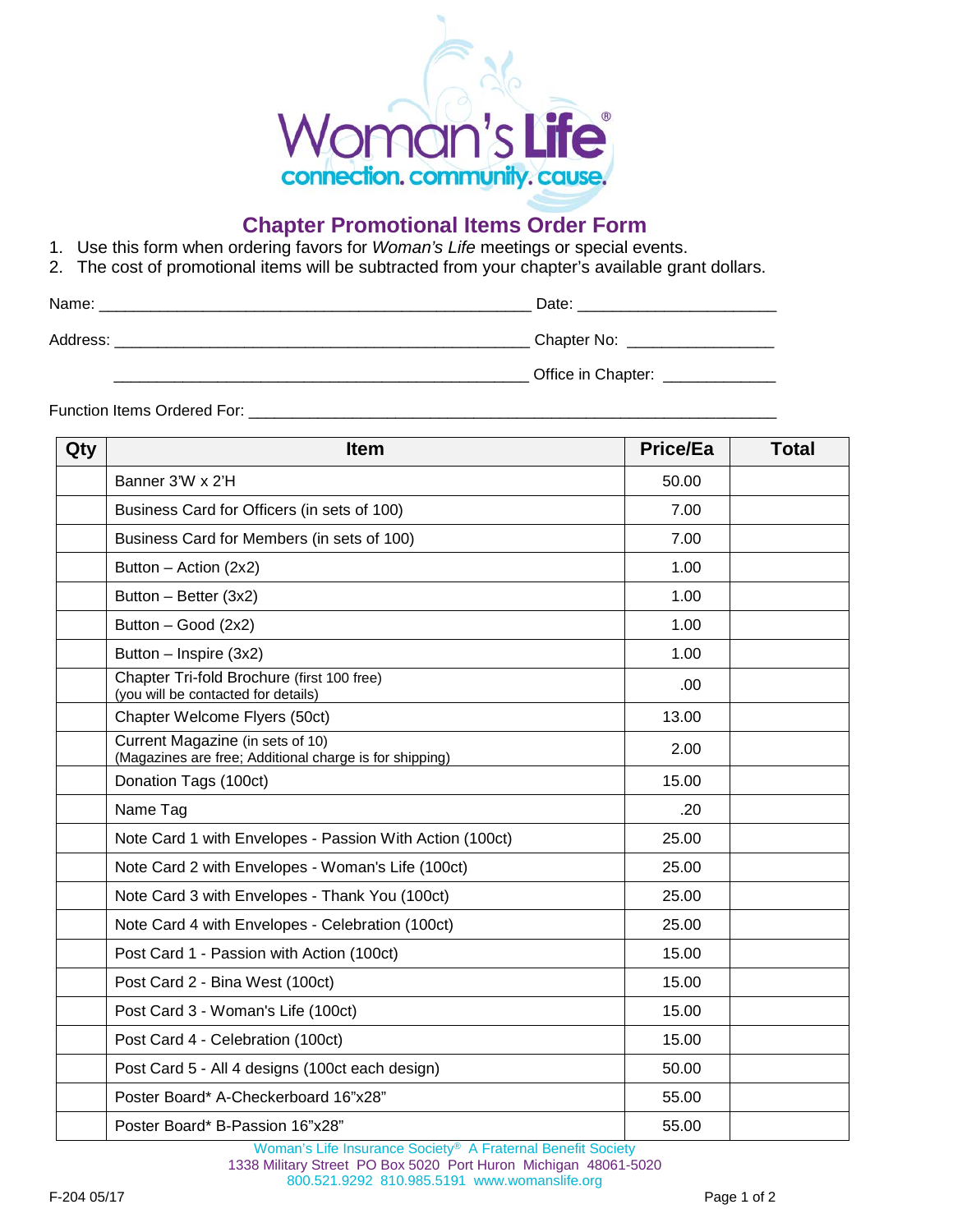Woman's Life®

connection. community. cause.

## Chapter Promotional Items Order Form

1. Use this form when ordering favors for *Woman's Life* meetings or special events.
2. The cost of promotional items will be subtracted from your chapter's available grant dollars.

Name: ___________________________________________________ Date: ______________________

Address: ________________________________________________ Chapter No: ________________

________________________________________________ Office in Chapter: ____________

Function Items Ordered For: ____________________________________________________________

| Qty | Item | Price/Ea | Total |
|---|---|---|---|
| | Banner 3'W x 2'H | 50.00 | |
| | Business Card for Officers (in sets of 100) | 7.00 | |
| | Business Card for Members (in sets of 100) | 7.00 | |
| | Button – Action (2x2) | 1.00 | |
| | Button – Better (3x2) | 1.00 | |
| | Button – Good (2x2) | 1.00 | |
| | Button – Inspire (3x2) | 1.00 | |
| | Chapter Tri-fold Brochure (first 100 free) (you will be contacted for details) | .00 | |
| | Chapter Welcome Flyers (50ct) | 13.00 | |
| | Current Magazine (in sets of 10) (Magazines are free; Additional charge is for shipping) | 2.00 | |
| | Donation Tags (100ct) | 15.00 | |
| | Name Tag | .20 | |
| | Note Card 1 with Envelopes - Passion With Action (100ct) | 25.00 | |
| | Note Card 2 with Envelopes - Woman's Life (100ct) | 25.00 | |
| | Note Card 3 with Envelopes - Thank You (100ct) | 25.00 | |
| | Note Card 4 with Envelopes - Celebration (100ct) | 25.00 | |
| | Post Card 1 - Passion with Action (100ct) | 15.00 | |
| | Post Card 2 - Bina West (100ct) | 15.00 | |
| | Post Card 3 - Woman's Life (100ct) | 15.00 | |
| | Post Card 4 - Celebration (100ct) | 15.00 | |
| | Post Card 5 - All 4 designs (100ct each design) | 50.00 | |
| | Poster Board* A-Checkerboard 16"x28" | 55.00 | |
| | Poster Board* B-Passion 16"x28" | 55.00 | |

Woman's Life Insurance Society® A Fraternal Benefit Society
1338 Military Street PO Box 5020 Port Huron Michigan 48061-5020
800.521.9292 810.985.5191 www.womanslife.org

F-204 05/17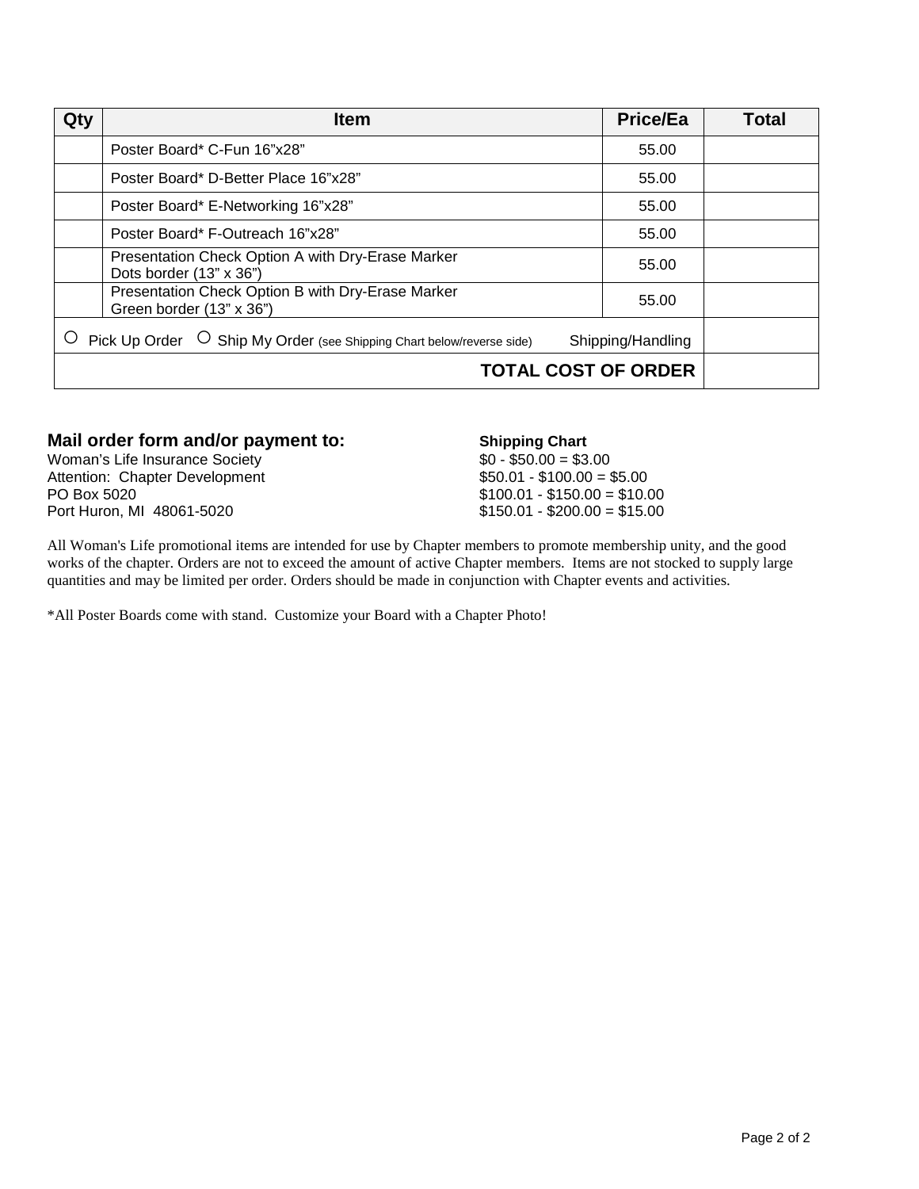| Qty | Item | Price/Ea | Total |
|---|---|---|---|
| | Poster Board* C-Fun 16”x28” | 55.00 | |
| | Poster Board* D-Better Place 16”x28” | 55.00 | |
| | Poster Board* E-Networking 16”x28” | 55.00 | |
| | Poster Board* F-Outreach 16”x28” | 55.00 | |
| | Presentation Check Option A with Dry-Erase Marker Dots border (13” x 36”) | 55.00 | |
| | Presentation Check Option B with Dry-Erase Marker Green border (13” x 36”) | 55.00 | |
| ○ Pick Up Order ○ Ship My Order (see Shipping Chart below/reverse side) | | Shipping/Handling | |
| | | **TOTAL COST OF ORDER** | |

## Mail order form and/or payment to:

Woman’s Life Insurance Society
Attention: Chapter Development
PO Box 5020
Port Huron, MI 48061-5020

**Shipping Chart**

$0 - $50.00 = $3.00
$50.01 - $100.00 = $5.00
$100.01 - $150.00 = $10.00
$150.01 - $200.00 = $15.00

All Woman's Life promotional items are intended for use by Chapter members to promote membership unity, and the good works of the chapter. Orders are not to exceed the amount of active Chapter members. Items are not stocked to supply large quantities and may be limited per order. Orders should be made in conjunction with Chapter events and activities.

*All Poster Boards come with stand. Customize your Board with a Chapter Photo!